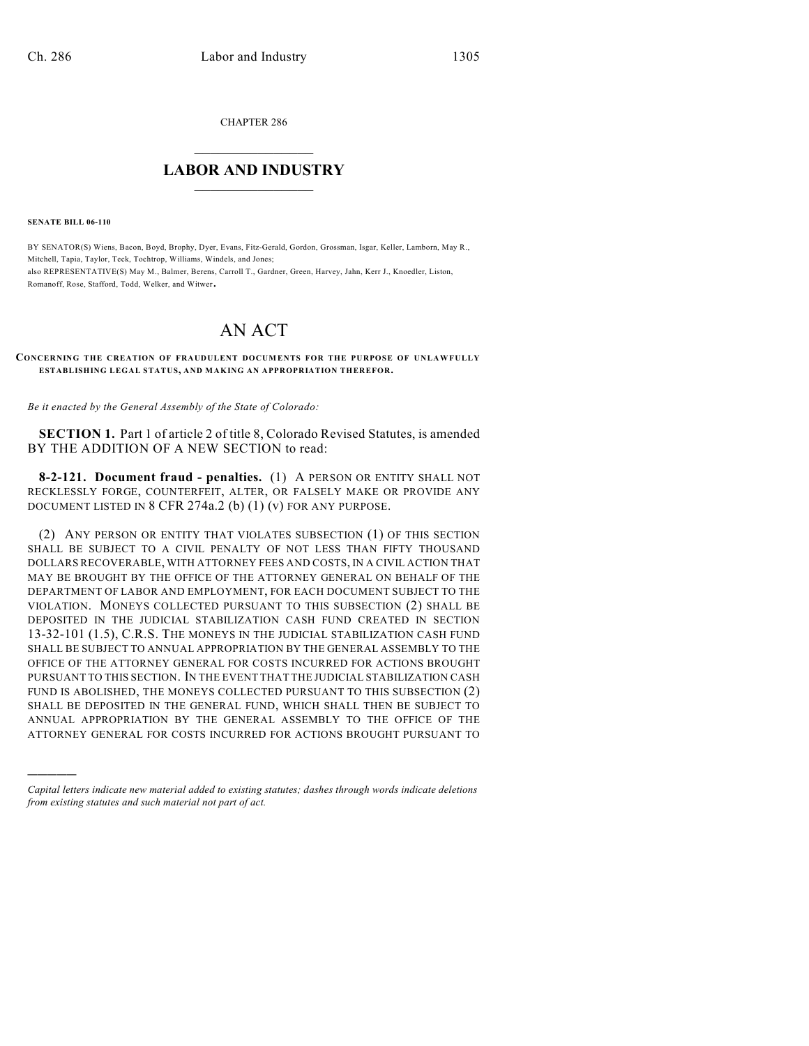CHAPTER 286

# LABOR AND INDUSTRY

**SENATE BILL 06-110**

BY SENATOR(S) Wiens, Bacon, Boyd, Brophy, Dyer, Evans, Fitz-Gerald, Gordon, Grossman, Isgar, Keller, Lamborn, May R., Mitchell, Tapia, Taylor, Teck, Tochtrop, Williams, Windels, and Jones;
also REPRESENTATIVE(S) May M., Balmer, Berens, Carroll T., Gardner, Green, Harvey, Jahn, Kerr J., Knoedler, Liston, Romanoff, Rose, Stafford, Todd, Welker, and Witwer.

# AN ACT

**CONCERNING THE CREATION OF FRAUDULENT DOCUMENTS FOR THE PURPOSE OF UNLAWFULLY ESTABLISHING LEGAL STATUS, AND MAKING AN APPROPRIATION THEREFOR.**

*Be it enacted by the General Assembly of the State of Colorado:*

**SECTION 1.** Part 1 of article 2 of title 8, Colorado Revised Statutes, is amended BY THE ADDITION OF A NEW SECTION to read:

**8-2-121. Document fraud - penalties.** (1) A PERSON OR ENTITY SHALL NOT RECKLESSLY FORGE, COUNTERFEIT, ALTER, OR FALSELY MAKE OR PROVIDE ANY DOCUMENT LISTED IN 8 CFR 274a.2 (b) (1) (v) FOR ANY PURPOSE.

(2) ANY PERSON OR ENTITY THAT VIOLATES SUBSECTION (1) OF THIS SECTION SHALL BE SUBJECT TO A CIVIL PENALTY OF NOT LESS THAN FIFTY THOUSAND DOLLARS RECOVERABLE, WITH ATTORNEY FEES AND COSTS, IN A CIVIL ACTION THAT MAY BE BROUGHT BY THE OFFICE OF THE ATTORNEY GENERAL ON BEHALF OF THE DEPARTMENT OF LABOR AND EMPLOYMENT, FOR EACH DOCUMENT SUBJECT TO THE VIOLATION. MONEYS COLLECTED PURSUANT TO THIS SUBSECTION (2) SHALL BE DEPOSITED IN THE JUDICIAL STABILIZATION CASH FUND CREATED IN SECTION 13-32-101 (1.5), C.R.S. THE MONEYS IN THE JUDICIAL STABILIZATION CASH FUND SHALL BE SUBJECT TO ANNUAL APPROPRIATION BY THE GENERAL ASSEMBLY TO THE OFFICE OF THE ATTORNEY GENERAL FOR COSTS INCURRED FOR ACTIONS BROUGHT PURSUANT TO THIS SECTION. IN THE EVENT THAT THE JUDICIAL STABILIZATION CASH FUND IS ABOLISHED, THE MONEYS COLLECTED PURSUANT TO THIS SUBSECTION (2) SHALL BE DEPOSITED IN THE GENERAL FUND, WHICH SHALL THEN BE SUBJECT TO ANNUAL APPROPRIATION BY THE GENERAL ASSEMBLY TO THE OFFICE OF THE ATTORNEY GENERAL FOR COSTS INCURRED FOR ACTIONS BROUGHT PURSUANT TO

---

*Capital letters indicate new material added to existing statutes; dashes through words indicate deletions from existing statutes and such material not part of act.*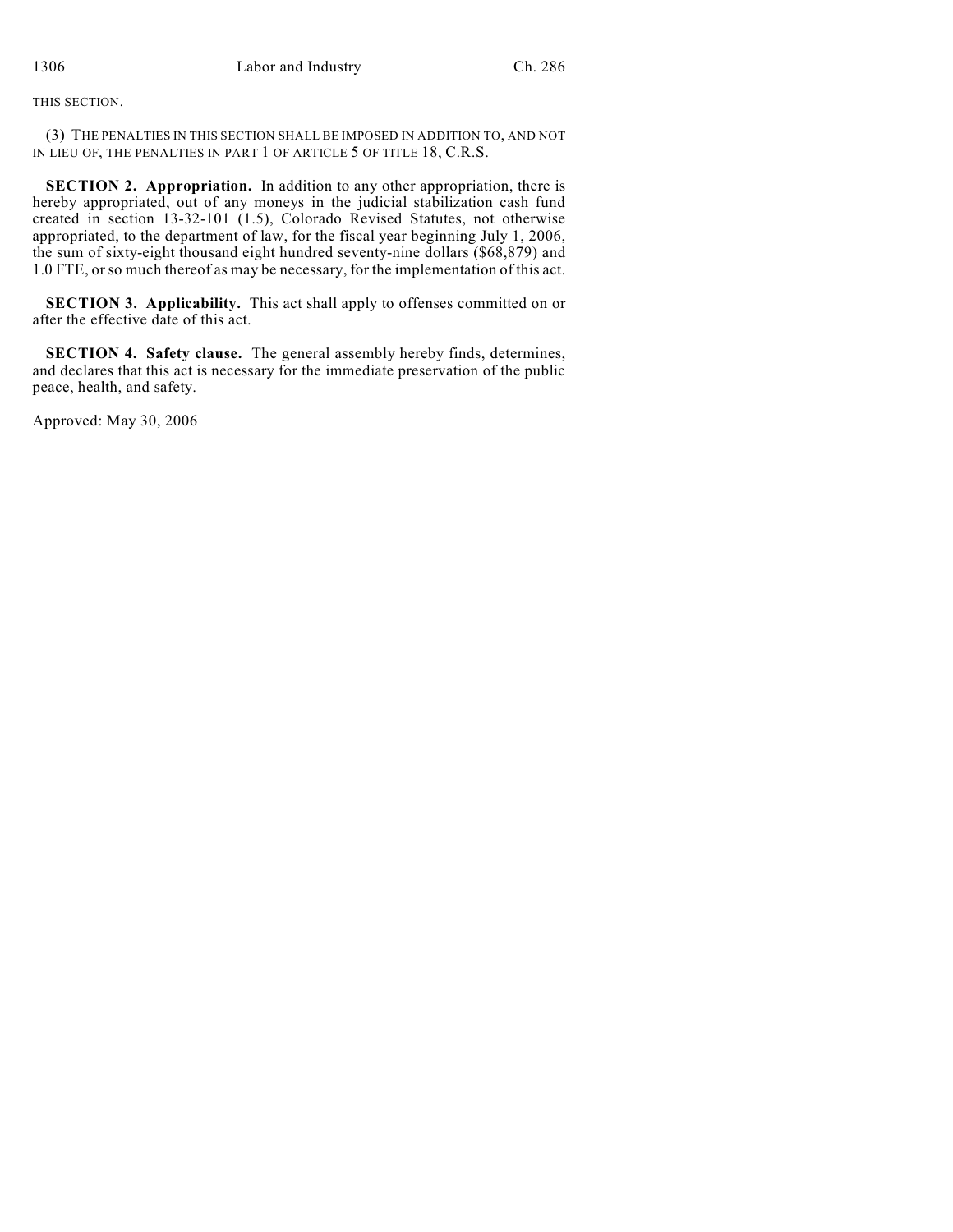THIS SECTION.

(3) THE PENALTIES IN THIS SECTION SHALL BE IMPOSED IN ADDITION TO, AND NOT IN LIEU OF, THE PENALTIES IN PART 1 OF ARTICLE 5 OF TITLE 18, C.R.S.

**SECTION 2. Appropriation.** In addition to any other appropriation, there is hereby appropriated, out of any moneys in the judicial stabilization cash fund created in section 13-32-101 (1.5), Colorado Revised Statutes, not otherwise appropriated, to the department of law, for the fiscal year beginning July 1, 2006, the sum of sixty-eight thousand eight hundred seventy-nine dollars ($68,879) and 1.0 FTE, or so much thereof as may be necessary, for the implementation of this act.

**SECTION 3. Applicability.** This act shall apply to offenses committed on or after the effective date of this act.

**SECTION 4. Safety clause.** The general assembly hereby finds, determines, and declares that this act is necessary for the immediate preservation of the public peace, health, and safety.

Approved: May 30, 2006